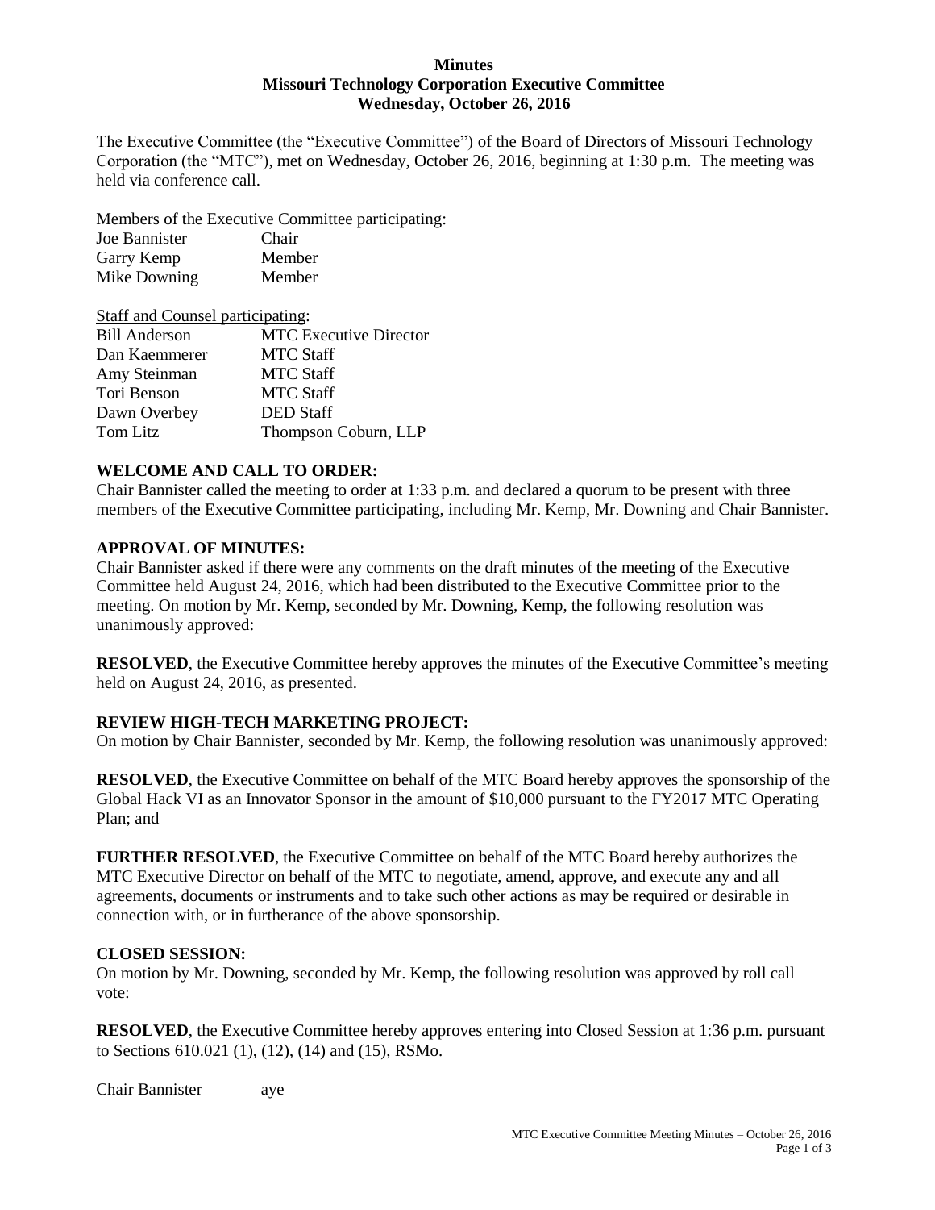**Minutes**
**Missouri Technology Corporation Executive Committee**
**Wednesday, October 26, 2016**

The Executive Committee (the "Executive Committee") of the Board of Directors of Missouri Technology Corporation (the "MTC"), met on Wednesday, October 26, 2016, beginning at 1:30 p.m. The meeting was held via conference call.

Members of the Executive Committee participating:

| | |
|---|---|
| Joe Bannister | Chair |
| Garry Kemp | Member |
| Mike Downing | Member |

Staff and Counsel participating:

| | |
|---|---|
| Bill Anderson | MTC Executive Director |
| Dan Kaemmerer | MTC Staff |
| Amy Steinman | MTC Staff |
| Tori Benson | MTC Staff |
| Dawn Overbey | DED Staff |
| Tom Litz | Thompson Coburn, LLP |

**WELCOME AND CALL TO ORDER:**
Chair Bannister called the meeting to order at 1:33 p.m. and declared a quorum to be present with three members of the Executive Committee participating, including Mr. Kemp, Mr. Downing and Chair Bannister.

**APPROVAL OF MINUTES:**
Chair Bannister asked if there were any comments on the draft minutes of the meeting of the Executive Committee held August 24, 2016, which had been distributed to the Executive Committee prior to the meeting. On motion by Mr. Kemp, seconded by Mr. Downing, Kemp, the following resolution was unanimously approved:

**RESOLVED**, the Executive Committee hereby approves the minutes of the Executive Committee's meeting held on August 24, 2016, as presented.

**REVIEW HIGH-TECH MARKETING PROJECT:**
On motion by Chair Bannister, seconded by Mr. Kemp, the following resolution was unanimously approved:

**RESOLVED**, the Executive Committee on behalf of the MTC Board hereby approves the sponsorship of the Global Hack VI as an Innovator Sponsor in the amount of $10,000 pursuant to the FY2017 MTC Operating Plan; and

**FURTHER RESOLVED**, the Executive Committee on behalf of the MTC Board hereby authorizes the MTC Executive Director on behalf of the MTC to negotiate, amend, approve, and execute any and all agreements, documents or instruments and to take such other actions as may be required or desirable in connection with, or in furtherance of the above sponsorship.

**CLOSED SESSION:**
On motion by Mr. Downing, seconded by Mr. Kemp, the following resolution was approved by roll call vote:

**RESOLVED**, the Executive Committee hereby approves entering into Closed Session at 1:36 p.m. pursuant to Sections 610.021 (1), (12), (14) and (15), RSMo.

Chair Bannister aye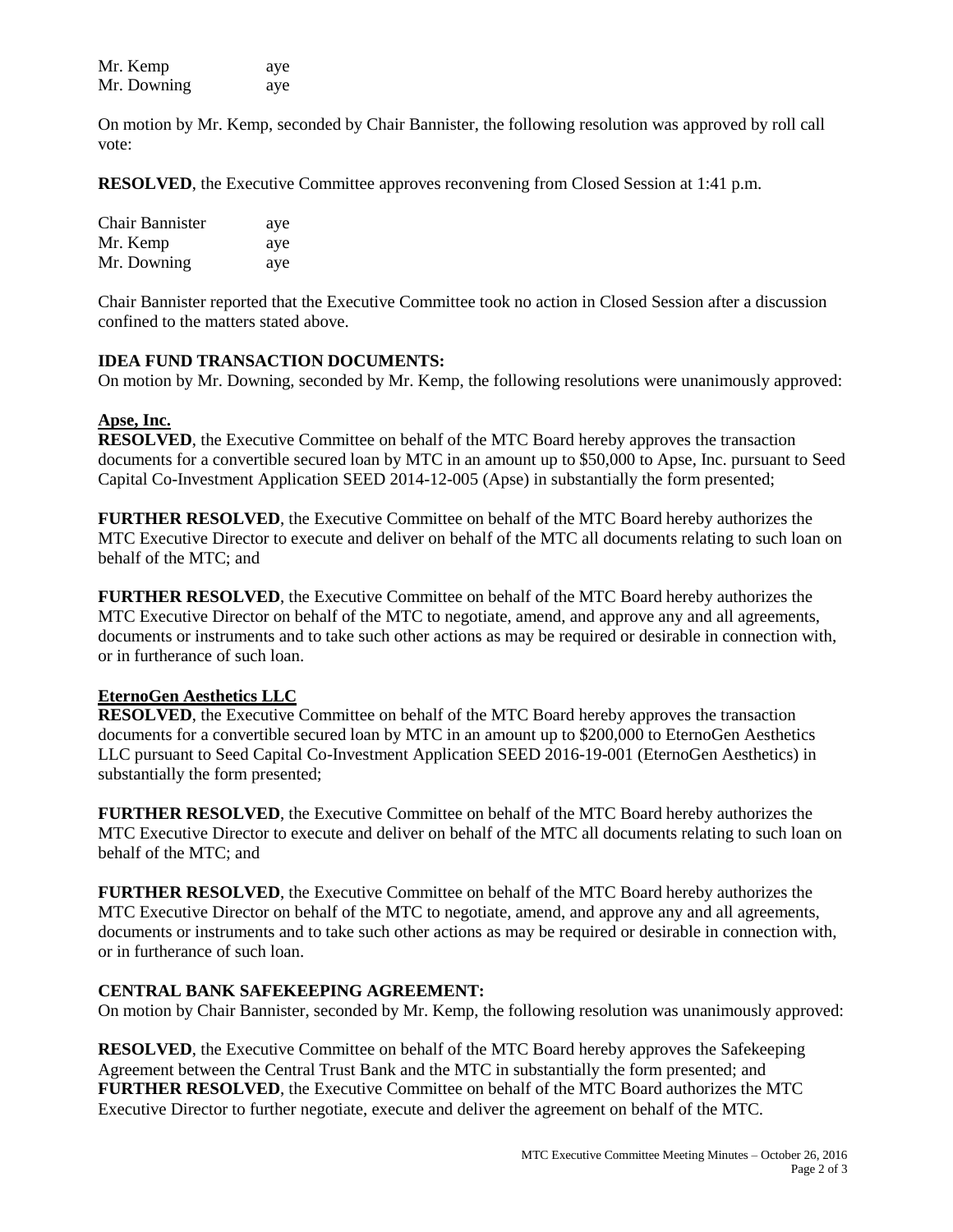| | |
|---|---|
| Mr. Kemp | aye |
| Mr. Downing | aye |

On motion by Mr. Kemp, seconded by Chair Bannister, the following resolution was approved by roll call vote:

**RESOLVED**, the Executive Committee approves reconvening from Closed Session at 1:41 p.m.

| | |
|---|---|
| Chair Bannister | aye |
| Mr. Kemp | aye |
| Mr. Downing | aye |

Chair Bannister reported that the Executive Committee took no action in Closed Session after a discussion confined to the matters stated above.

**IDEA FUND TRANSACTION DOCUMENTS:**

On motion by Mr. Downing, seconded by Mr. Kemp, the following resolutions were unanimously approved:

**Apse, Inc.**

**RESOLVED**, the Executive Committee on behalf of the MTC Board hereby approves the transaction documents for a convertible secured loan by MTC in an amount up to $50,000 to Apse, Inc. pursuant to Seed Capital Co-Investment Application SEED 2014-12-005 (Apse) in substantially the form presented;

**FURTHER RESOLVED**, the Executive Committee on behalf of the MTC Board hereby authorizes the MTC Executive Director to execute and deliver on behalf of the MTC all documents relating to such loan on behalf of the MTC; and

**FURTHER RESOLVED**, the Executive Committee on behalf of the MTC Board hereby authorizes the MTC Executive Director on behalf of the MTC to negotiate, amend, and approve any and all agreements, documents or instruments and to take such other actions as may be required or desirable in connection with, or in furtherance of such loan.

**EternoGen Aesthetics LLC**

**RESOLVED**, the Executive Committee on behalf of the MTC Board hereby approves the transaction documents for a convertible secured loan by MTC in an amount up to $200,000 to EternoGen Aesthetics LLC pursuant to Seed Capital Co-Investment Application SEED 2016-19-001 (EternoGen Aesthetics) in substantially the form presented;

**FURTHER RESOLVED**, the Executive Committee on behalf of the MTC Board hereby authorizes the MTC Executive Director to execute and deliver on behalf of the MTC all documents relating to such loan on behalf of the MTC; and

**FURTHER RESOLVED**, the Executive Committee on behalf of the MTC Board hereby authorizes the MTC Executive Director on behalf of the MTC to negotiate, amend, and approve any and all agreements, documents or instruments and to take such other actions as may be required or desirable in connection with, or in furtherance of such loan.

**CENTRAL BANK SAFEKEEPING AGREEMENT:**

On motion by Chair Bannister, seconded by Mr. Kemp, the following resolution was unanimously approved:

**RESOLVED**, the Executive Committee on behalf of the MTC Board hereby approves the Safekeeping Agreement between the Central Trust Bank and the MTC in substantially the form presented; and
**FURTHER RESOLVED**, the Executive Committee on behalf of the MTC Board authorizes the MTC Executive Director to further negotiate, execute and deliver the agreement on behalf of the MTC.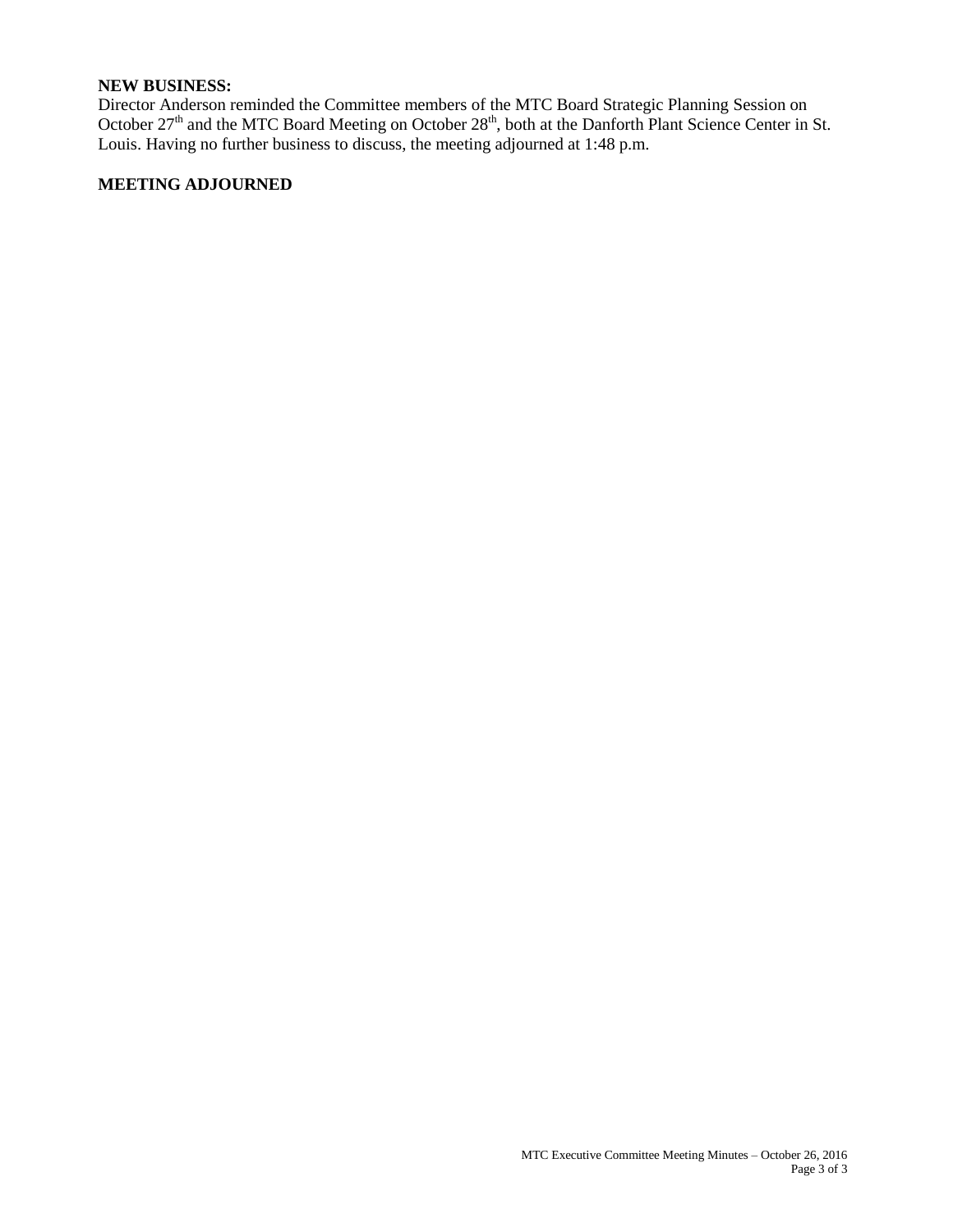**NEW BUSINESS:**
Director Anderson reminded the Committee members of the MTC Board Strategic Planning Session on October 27th and the MTC Board Meeting on October 28th, both at the Danforth Plant Science Center in St. Louis. Having no further business to discuss, the meeting adjourned at 1:48 p.m.

**MEETING ADJOURNED**